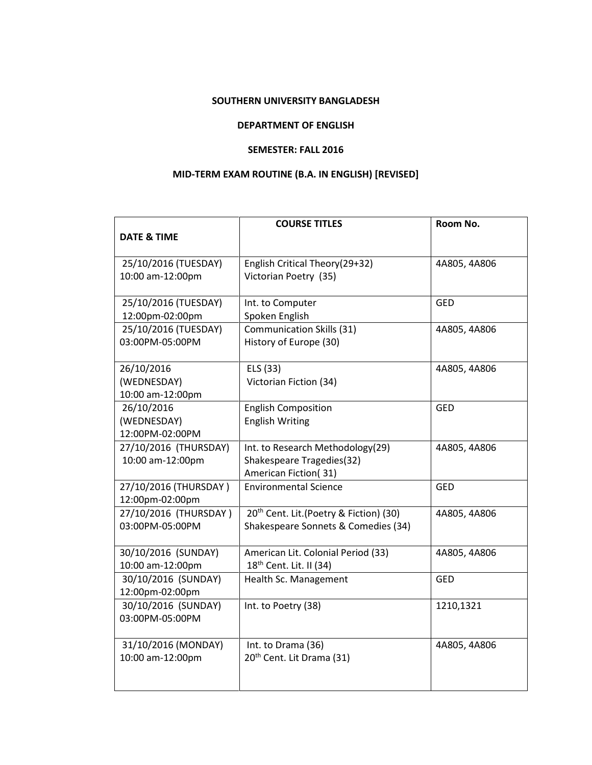**SOUTHERN UNIVERSITY BANGLADESH**

**DEPARTMENT OF ENGLISH**

**SEMESTER: FALL 2016**

**MID-TERM EXAM ROUTINE (B.A. IN ENGLISH) [REVISED]**

| DATE & TIME | COURSE TITLES | Room No. |
|---|---|---|
| 25/10/2016 (TUESDAY)<br>10:00 am-12:00pm | English Critical Theory(29+32)<br>Victorian Poetry (35) | 4A805, 4A806 |
| 25/10/2016 (TUESDAY)<br>12:00pm-02:00pm | Int. to Computer<br>Spoken English | GED |
| 25/10/2016 (TUESDAY)<br>03:00PM-05:00PM | Communication Skills (31)<br>History of Europe (30) | 4A805, 4A806 |
| 26/10/2016 (WEDNESDAY)<br>10:00 am-12:00pm | ELS (33)<br>Victorian Fiction (34) | 4A805, 4A806 |
| 26/10/2016 (WEDNESDAY)<br>12:00PM-02:00PM | English Composition<br>English Writing | GED |
| 27/10/2016 (THURSDAY)<br>10:00 am-12:00pm | Int. to Research Methodology(29)<br>Shakespeare Tragedies(32)<br>American Fiction( 31) | 4A805, 4A806 |
| 27/10/2016 (THURSDAY )<br>12:00pm-02:00pm | Environmental Science | GED |
| 27/10/2016 (THURSDAY )<br>03:00PM-05:00PM | 20th Cent. Lit.(Poetry & Fiction) (30)<br>Shakespeare Sonnets & Comedies (34) | 4A805, 4A806 |
| 30/10/2016 (SUNDAY)<br>10:00 am-12:00pm | American Lit. Colonial Period (33)<br>18th Cent. Lit. II (34) | 4A805, 4A806 |
| 30/10/2016 (SUNDAY)<br>12:00pm-02:00pm | Health Sc. Management | GED |
| 30/10/2016 (SUNDAY)<br>03:00PM-05:00PM | Int. to Poetry (38) | 1210,1321 |
| 31/10/2016 (MONDAY)<br>10:00 am-12:00pm | Int. to Drama (36)<br>20th Cent. Lit Drama (31) | 4A805, 4A806 |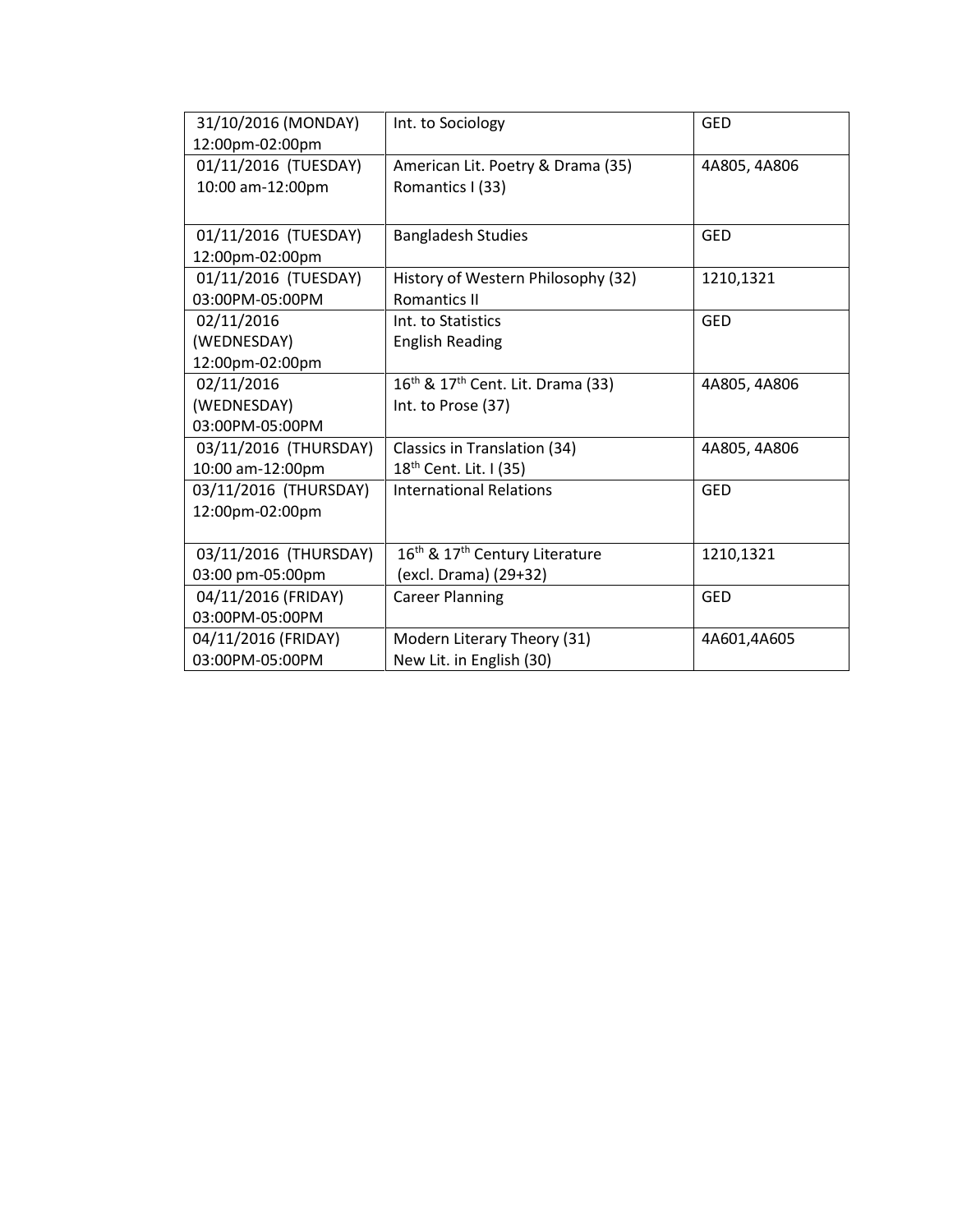| | | |
|---|---|---|
| 31/10/2016 (MONDAY) 12:00pm-02:00pm | Int. to Sociology | GED |
| 01/11/2016 (TUESDAY) 10:00 am-12:00pm | American Lit. Poetry & Drama (35) Romantics I (33) | 4A805, 4A806 |
| 01/11/2016 (TUESDAY) 12:00pm-02:00pm | Bangladesh Studies | GED |
| 01/11/2016 (TUESDAY) 03:00PM-05:00PM | History of Western Philosophy (32) Romantics II | 1210,1321 |
| 02/11/2016 (WEDNESDAY) 12:00pm-02:00pm | Int. to Statistics English Reading | GED |
| 02/11/2016 (WEDNESDAY) 03:00PM-05:00PM | 16th & 17th Cent. Lit. Drama (33) Int. to Prose (37) | 4A805, 4A806 |
| 03/11/2016 (THURSDAY) 10:00 am-12:00pm | Classics in Translation (34) 18th Cent. Lit. I (35) | 4A805, 4A806 |
| 03/11/2016 (THURSDAY) 12:00pm-02:00pm | International Relations | GED |
| 03/11/2016 (THURSDAY) 03:00 pm-05:00pm | 16th & 17th Century Literature (excl. Drama) (29+32) | 1210,1321 |
| 04/11/2016 (FRIDAY) 03:00PM-05:00PM | Career Planning | GED |
| 04/11/2016 (FRIDAY) 03:00PM-05:00PM | Modern Literary Theory (31) New Lit. in English (30) | 4A601,4A605 |